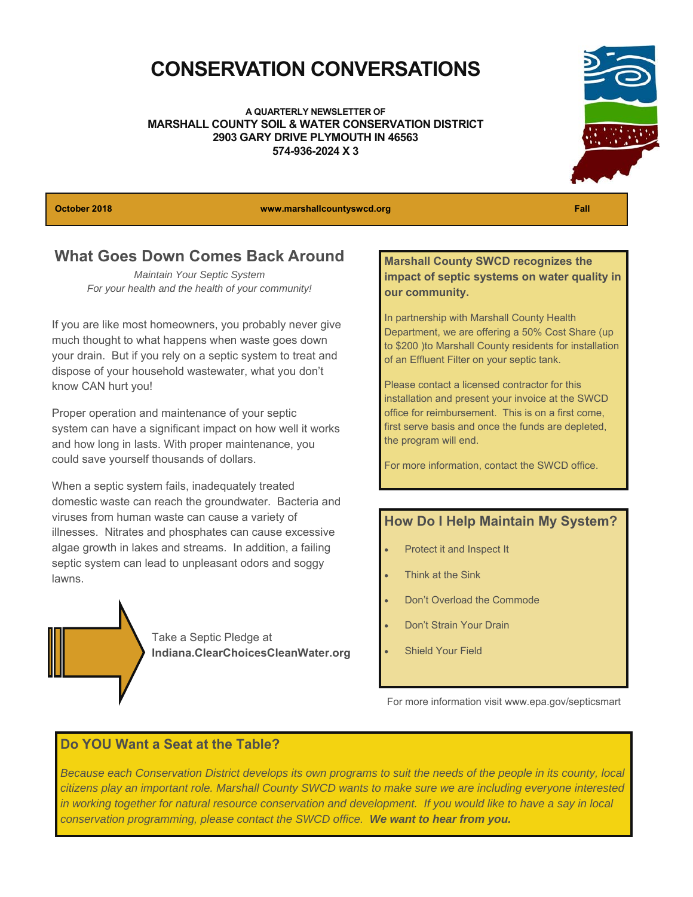# CONSERVATION CONVERSATIONS

**A QUARTERLY NEWSLETTER OF**
**MARSHALL COUNTY SOIL & WATER CONSERVATION DISTRICT**
**2903 GARY DRIVE PLYMOUTH IN 46563**
**574-936-2024 X 3**

**October 2018** | **www.marshallcountyswcd.org** | **Fall**

## What Goes Down Comes Back Around

*Maintain Your Septic System*
*For your health and the health of your community!*

If you are like most homeowners, you probably never give much thought to what happens when waste goes down your drain. But if you rely on a septic system to treat and dispose of your household wastewater, what you don't know CAN hurt you!

Proper operation and maintenance of your septic system can have a significant impact on how well it works and how long in lasts. With proper maintenance, you could save yourself thousands of dollars.

When a septic system fails, inadequately treated domestic waste can reach the groundwater. Bacteria and viruses from human waste can cause a variety of illnesses. Nitrates and phosphates can cause excessive algae growth in lakes and streams. In addition, a failing septic system can lead to unpleasant odors and soggy lawns.

Take a Septic Pledge at **Indiana.ClearChoicesCleanWater.org**

**Marshall County SWCD recognizes the impact of septic systems on water quality in our community.**

In partnership with Marshall County Health Department, we are offering a 50% Cost Share (up to $200 )to Marshall County residents for installation of an Effluent Filter on your septic tank.

Please contact a licensed contractor for this installation and present your invoice at the SWCD office for reimbursement. This is on a first come, first serve basis and once the funds are depleted, the program will end.

For more information, contact the SWCD office.

### How Do I Help Maintain My System?

- Protect it and Inspect It
- Think at the Sink
- Don't Overload the Commode
- Don't Strain Your Drain
- Shield Your Field

For more information visit www.epa.gov/septicsmart

### Do YOU Want a Seat at the Table?

*Because each Conservation District develops its own programs to suit the needs of the people in its county, local citizens play an important role. Marshall County SWCD wants to make sure we are including everyone interested in working together for natural resource conservation and development. If you would like to have a say in local conservation programming, please contact the SWCD office.* ***We want to hear from you.***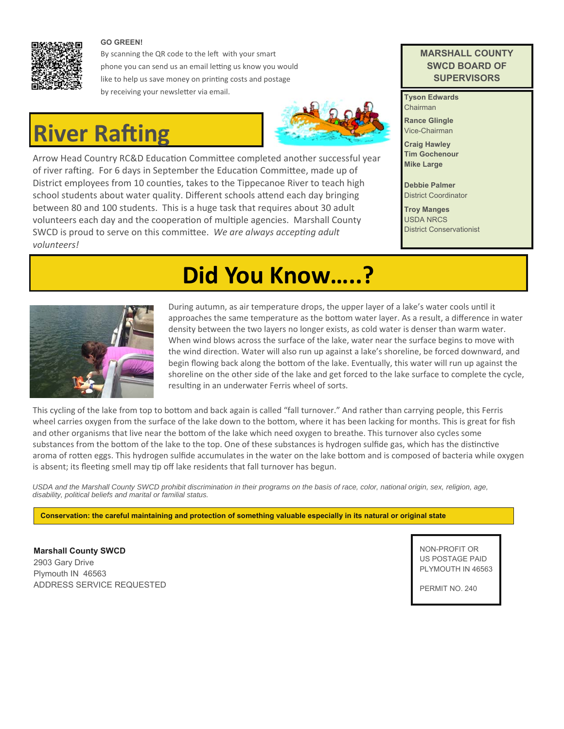**GO GREEN!**

By scanning the QR code to the left with your smart phone you can send us an email letting us know you would like to help us save money on printing costs and postage by receiving your newsletter via email.

## River Rafting

Arrow Head Country RC&D Education Committee completed another successful year of river rafting. For 6 days in September the Education Committee, made up of District employees from 10 counties, takes to the Tippecanoe River to teach high school students about water quality. Different schools attend each day bringing between 80 and 100 students. This is a huge task that requires about 30 adult volunteers each day and the cooperation of multiple agencies. Marshall County SWCD is proud to serve on this committee. *We are always accepting adult volunteers!*

### MARSHALL COUNTY SWCD BOARD OF SUPERVISORS

**Tyson Edwards**
Chairman

**Rance Glingle**
Vice-Chairman

**Craig Hawley**
**Tim Gochenour**
**Mike Large**

**Debbie Palmer**
District Coordinator

**Troy Manges**
USDA NRCS
District Conservationist

## Did You Know.....?

During autumn, as air temperature drops, the upper layer of a lake's water cools until it approaches the same temperature as the bottom water layer. As a result, a difference in water density between the two layers no longer exists, as cold water is denser than warm water. When wind blows across the surface of the lake, water near the surface begins to move with the wind direction. Water will also run up against a lake's shoreline, be forced downward, and begin flowing back along the bottom of the lake. Eventually, this water will run up against the shoreline on the other side of the lake and get forced to the lake surface to complete the cycle, resulting in an underwater Ferris wheel of sorts.

This cycling of the lake from top to bottom and back again is called "fall turnover." And rather than carrying people, this Ferris wheel carries oxygen from the surface of the lake down to the bottom, where it has been lacking for months. This is great for fish and other organisms that live near the bottom of the lake which need oxygen to breathe. This turnover also cycles some substances from the bottom of the lake to the top. One of these substances is hydrogen sulfide gas, which has the distinctive aroma of rotten eggs. This hydrogen sulfide accumulates in the water on the lake bottom and is composed of bacteria while oxygen is absent; its fleeting smell may tip off lake residents that fall turnover has begun.

*USDA and the Marshall County SWCD prohibit discrimination in their programs on the basis of race, color, national origin, sex, religion, age, disability, political beliefs and marital or familial status.*

**Conservation: the careful maintaining and protection of something valuable especially in its natural or original state**

**Marshall County SWCD**
2903 Gary Drive
Plymouth IN 46563
ADDRESS SERVICE REQUESTED

NON-PROFIT OR
US POSTAGE PAID
PLYMOUTH IN 46563

PERMIT NO. 240